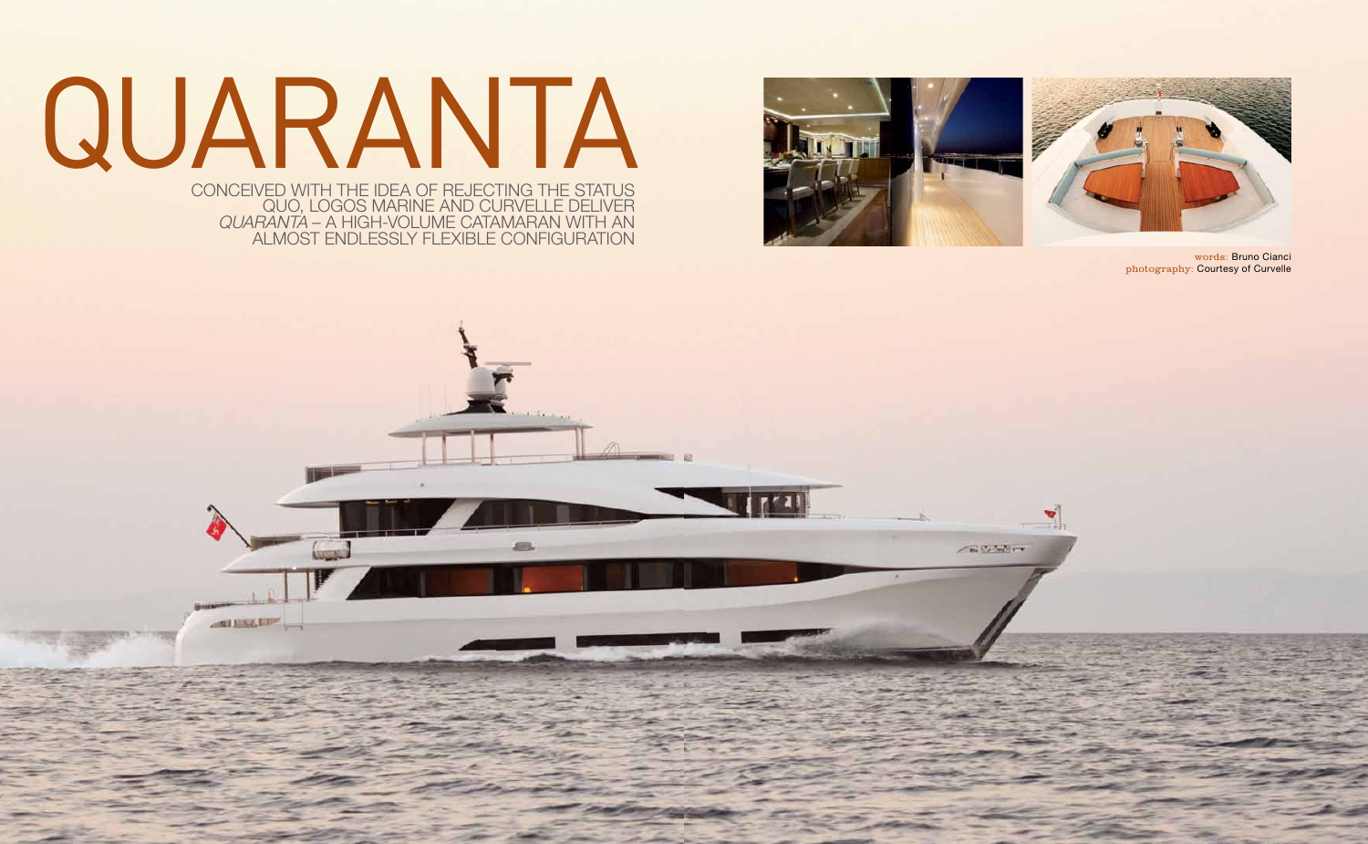# QUARANTA

CONCEIVED WITH THE IDEA OF REJECTING THE STATUS QUO, LOGOS MARINE AND CURVELLE DELIVER *QUARANTA* – A HIGH-VOLUME CATAMARAN WITH AN ALMOST ENDLESSLY FLEXIBLE CONFIGURATION

words: Bruno Cianci
photography: Courtesy of Curvelle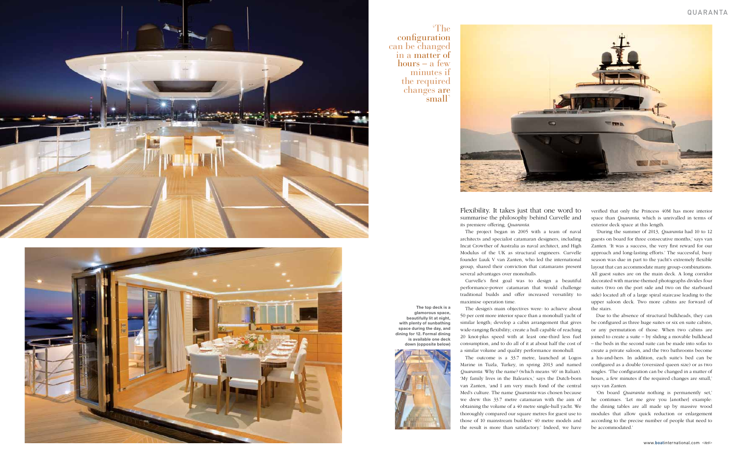'The configuration can be changed in a matter of hours – a few minutes if the required changes are small'

**The top deck is a glamorous space, beautifully lit at night, with plenty of sunbathing space during the day, and dining for 12. Formal dining is available one deck down (opposite below)**

Flexibility. It takes just that one word to summarise the philosophy behind Curvelle and its premiere offering, *Quaranta*.

The project began in 2005 with a team of naval architects and specialist catamaran designers, including Incat Crowther of Australia as naval architect, and High Modulus of the UK as structural engineers. Curvelle founder Luuk V van Zanten, who led the international group, shared their conviction that catamarans present several advantages over monohulls.

Curvelle's first goal was to design a beautiful performance-power catamaran that would challenge traditional builds and offer increased versatility to maximise operation time.

The design's main objectives were: to achieve about 50 per cent more interior space than a monohull yacht of similar length; develop a cabin arrangement that gives wide-ranging flexibility; create a hull capable of reaching 20 knot-plus speed with at least one-third less fuel consumption, and to do all of it at about half the cost of a similar volume and quality performance monohull.

The outcome is a 33.7 metre, launched at Logos Marine in Tuzla, Turkey, in spring 2013 and named *Quaranta*. Why the name? (which means '40' in Italian). 'My family lives in the Balearics,' says the Dutch-born van Zanten, 'and I am very much fond of the central Med's culture. The name *Quaranta* was chosen because we drew this 33.7 metre catamaran with the aim of obtaining the volume of a 40 metre single-hull yacht. We thoroughly compared our square metres for guest use to those of 10 mainstream builders' 40 metre models and the result is more than satisfactory.' Indeed, we have verified that only the Princess 40M has more interior space than *Quaranta*, which is unrivalled in terms of exterior deck space at this length.

'During the summer of 2013, *Quaranta* had 10 to 12 guests on board for three consecutive months,' says van Zanten. 'It was a success, the very first reward for our approach and long-lasting efforts.' The successful, busy season was due in part to the yacht's extremely flexible layout that can accommodate many group-combinations. All guest suites are on the main deck. A long corridor decorated with marine-themed photographs divides four suites (two on the port side and two on the starboard side) located aft of a large spiral staircase leading to the upper saloon deck. Two more cabins are forward of the stairs.

Due to the absence of structural bulkheads, they can be configured as three huge suites or six en suite cabins, or any permutation of those. When two cabins are joined to create a suite – by sliding a movable bulkhead – the beds in the second suite can be made into sofas to create a private saloon, and the two bathrooms become a his-and-hers. In addition, each suite's bed can be configured as a double (oversized queen size) or as two singles. 'The configuration can be changed in a matter of hours, a few minutes if the required changes are small,' says van Zanten.

'On board *Quaranta* nothing is permanently set,' he continues. 'Let me give you [another] example: the dining tables are all made up by massive wood modules that allow quick reduction or enlargement according to the precise number of people that need to be accommodated.'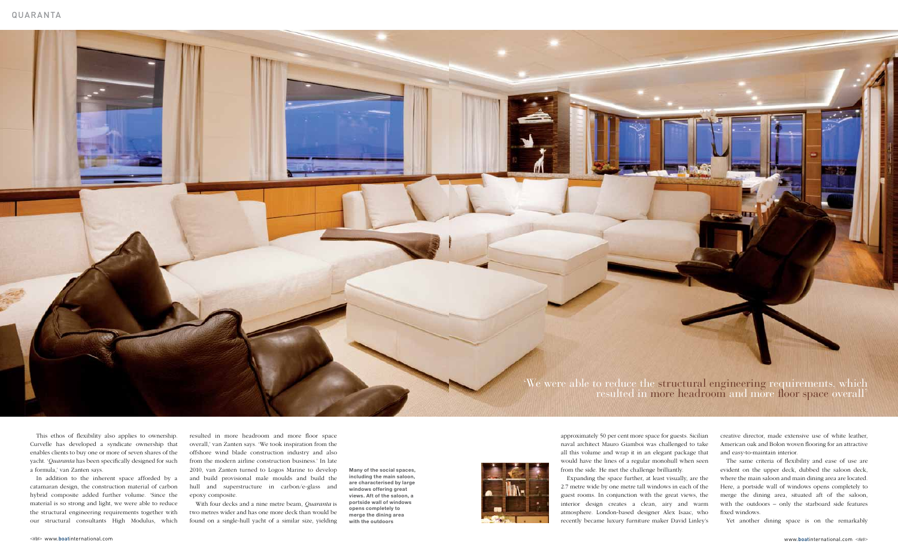'We were able to reduce the structural engineering requirements, which resulted in more headroom and more floor space overall'

This ethos of flexibility also applies to ownership. Curvelle has developed a syndicate ownership that enables clients to buy one or more of seven shares of the yacht. '*Quaranta* has been specifically designed for such a formula,' van Zanten says.

In addition to the inherent space afforded by a catamaran design, the construction material of carbon hybrid composite added further volume. 'Since the material is so strong and light, we were able to reduce the structural engineering requirements together with our structural consultants High Modulus, which resulted in more headroom and more floor space overall,' van Zanten says. 'We took inspiration from the offshore wind blade construction industry and also from the modern airline construction business.' In late 2010, van Zanten turned to Logos Marine to develop and build provisional male moulds and build the hull and superstructure in carbon/e-glass and epoxy composite.

With four decks and a nine metre beam, *Quaranta* is two metres wider and has one more deck than would be found on a single-hull yacht of a similar size, yielding approximately 50 per cent more space for guests. Sicilian naval architect Mauro Giamboi was challenged to take all this volume and wrap it in an elegant package that would have the lines of a regular monohull when seen from the side. He met the challenge brilliantly.

Expanding the space further, at least visually, are the 2.7 metre wide by one metre tall windows in each of the guest rooms. In conjunction with the great views, the interior design creates a clean, airy and warm atmosphere. London-based designer Alex Isaac, who recently became luxury furniture maker David Linley's creative director, made extensive use of white leather, American oak and Bolon woven flooring for an attractive and easy-to-maintain interior.

The same criteria of flexibility and ease of use are evident on the upper deck, dubbed the saloon deck, where the main saloon and main dining area are located. Here, a portside wall of windows opens completely to merge the dining area, situated aft of the saloon, with the outdoors – only the starboard side features fixed windows.

Yet another dining space is on the remarkably

**Many of the social spaces, including the main saloon, are characterised by large windows offering great views. Aft of the saloon, a portside wall of windows opens completely to merge the dining area with the outdoors**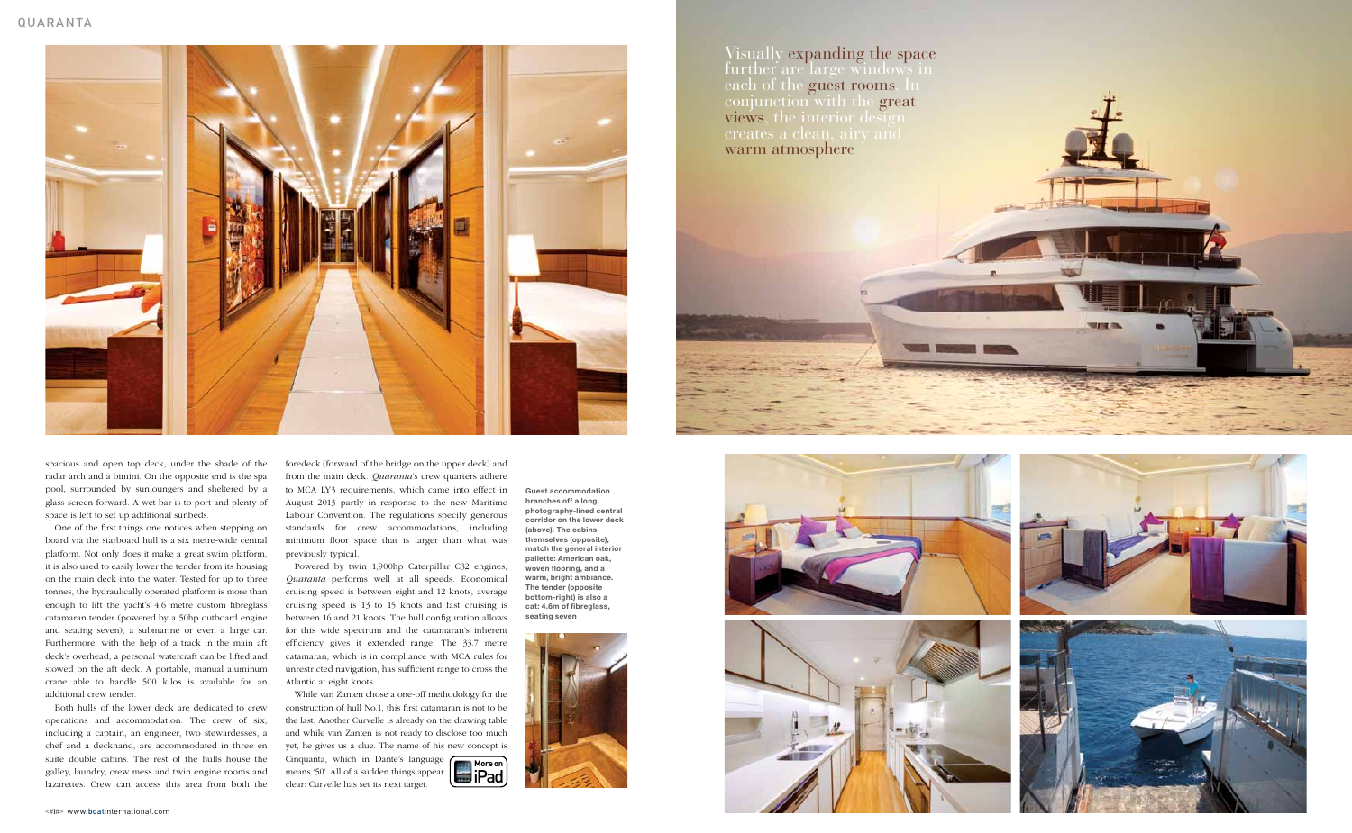Visually expanding the space further are large windows in each of the guest rooms. In conjunction with the great views, the interior design creates a clean, airy and warm atmosphere

spacious and open top deck, under the shade of the radar arch and a bimini. On the opposite end is the spa pool, surrounded by sunloungers and sheltered by a glass screen forward. A wet bar is to port and plenty of space is left to set up additional sunbeds.

One of the first things one notices when stepping on board via the starboard hull is a six metre-wide central platform. Not only does it make a great swim platform, it is also used to easily lower the tender from its housing on the main deck into the water. Tested for up to three tonnes, the hydraulically operated platform is more than enough to lift the yacht's 4.6 metre custom fibreglass catamaran tender (powered by a 50hp outboard engine and seating seven), a submarine or even a large car. Furthermore, with the help of a track in the main aft deck's overhead, a personal watercraft can be lifted and stowed on the aft deck. A portable, manual aluminum crane able to handle 500 kilos is available for an additional crew tender.

Both hulls of the lower deck are dedicated to crew operations and accommodation. The crew of six, including a captain, an engineer, two stewardesses, a chef and a deckhand, are accommodated in three en suite double cabins. The rest of the hulls house the galley, laundry, crew mess and twin engine rooms and lazarettes. Crew can access this area from both the foredeck (forward of the bridge on the upper deck) and from the main deck. *Quaranta*'s crew quarters adhere to MCA LY3 requirements, which came into effect in August 2013 partly in response to the new Maritime Labour Convention. The regulations specify generous standards for crew accommodations, including minimum floor space that is larger than what was previously typical.

Powered by twin 1,900hp Caterpillar C32 engines, *Quaranta* performs well at all speeds. Economical cruising speed is between eight and 12 knots, average cruising speed is 13 to 15 knots and fast cruising is between 16 and 21 knots. The hull configuration allows for this wide spectrum and the catamaran's inherent efficiency gives it extended range. The 33.7 metre catamaran, which is in compliance with MCA rules for unrestricted navigation, has sufficient range to cross the Atlantic at eight knots.

While van Zanten chose a one-off methodology for the construction of hull No.1, this first catamaran is not to be the last. Another Curvelle is already on the drawing table and while van Zanten is not ready to disclose too much yet, he gives us a clue. The name of his new concept is Cinquanta, which in Dante's language means '50'. All of a sudden things appear clear: Curvelle has set its next target.

More on iPad

**Guest accommodation branches off a long, photography-lined central corridor on the lower deck (above). The cabins themselves (opposite), match the general interior pallette: American oak, woven flooring, and a warm, bright ambiance. The tender (opposite bottom-right) is also a cat: 4.6m of fibreglass, seating seven**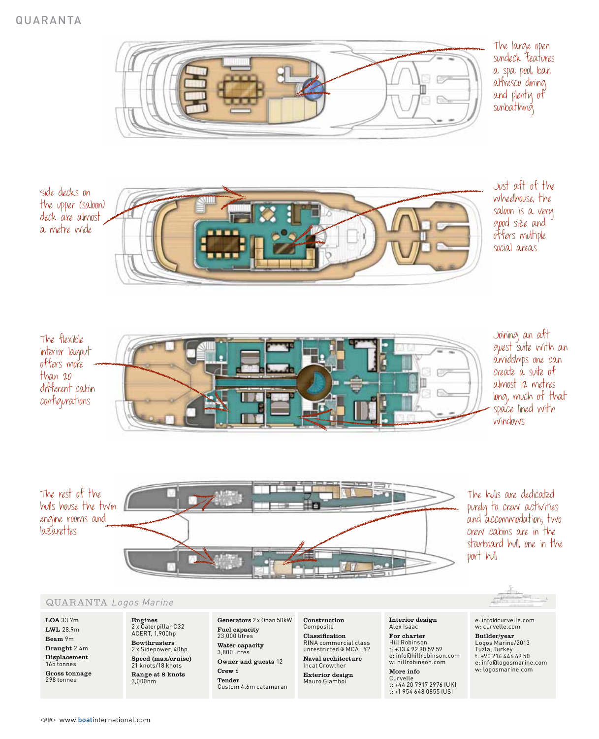The large open sundeck features a spa pool, bar, alfresco dining and plenty of sunbathing

Side decks on the upper (saloon) deck are almost a metre wide

Just aft of the wheelhouse, the saloon is a very good size and offers multiple social areas

The flexible interior layout offers more than 20 different cabin configurations

Joining an aft guest suite with an amidships one can create a suite of almost 12 metres long, much of that space lined with windows

The rest of the hulls house the twin engine rooms and lazarettes

The hulls are dedicated purely to crew activities and accommodation; two crew cabins are in the starboard hull, one in the port hull

## QUARANTA *Logos Marine*

**LOA** 33.7m
**LWL** 28.9m
**Beam** 9m
**Draught** 2.4m
**Displacement**
165 tonnes
**Gross tonnage**
298 tonnes

**Engines**
2 x Caterpillar C32 ACERT, 1,900hp
**Bowthrusters**
2 x Sidepower, 40hp
**Speed (max/cruise)**
21 knots/18 knots
**Range at 8 knots**
3,000nm

**Generators** 2 x Onan 50kW
**Fuel capacity**
23,000 litres
**Water capacity**
3,800 litres
**Owner and guests** 12
**Crew** 6
**Tender**
Custom 4.6m catamaran

**Construction**
Composite
**Classification**
RINA commercial class unrestricted ✠ MCA LY2
**Naval architecture**
Incat Crowther
**Exterior design**
Mauro Giamboi

**Interior design**
Alex Isaac
**For charter**
Hill Robinson
t: +33 4 92 90 59 59
e: info@hillrobinson.com
w: hillrobinson.com
**More info**
Curvelle
t: +44 20 7917 2976 (UK)
t: +1 954 648 0855 (US)

e: info@curvelle.com
w: curvelle.com
**Builder/year**
Logos Marine/2013
Tuzla, Turkey
t: +90 216 446 69 50
e: info@logosmarine.com
w: logosmarine.com